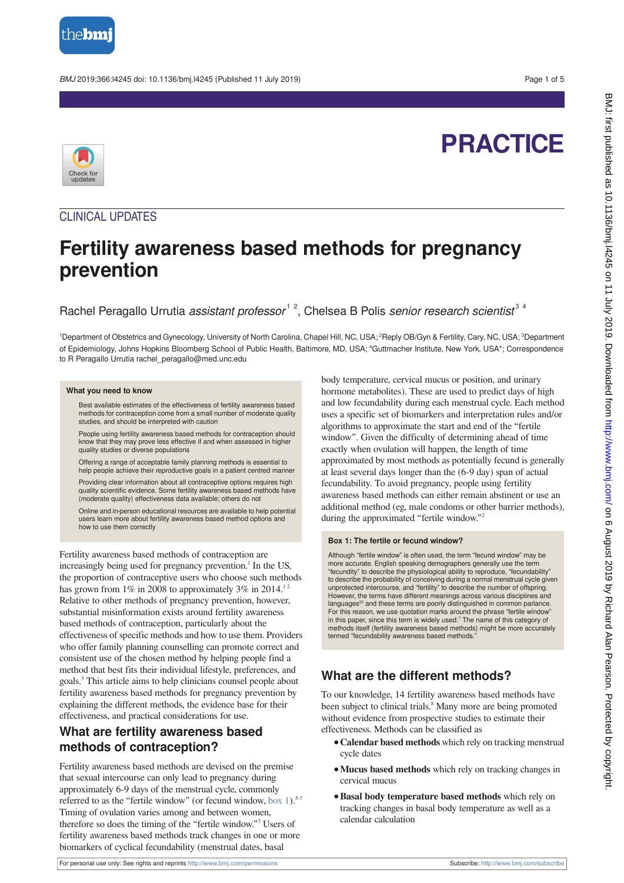# PRACTICE

## CLINICAL UPDATES

# Fertility awareness based methods for pregnancy prevention

Rachel Peragallo Urrutia *assistant professor*[1,2], Chelsea B Polis *senior research scientist*[3,4]

[1]Department of Obstetrics and Gynecology, University of North Carolina, Chapel Hill, NC, USA; [2]Reply OB/Gyn & Fertility, Cary, NC, USA; [3]Department of Epidemiology, Johns Hopkins Bloomberg School of Public Health, Baltimore, MD, USA; [4]Guttmacher Institute, New York, USA*; Correspondence to R Peragallo Urrutia rachel_peragallo@med.unc.edu

### What you need to know

Best available estimates of the effectiveness of fertility awareness based methods for contraception come from a small number of moderate quality studies, and should be interpreted with caution

People using fertility awareness based methods for contraception should know that they may prove less effective if and when assessed in higher quality studies or diverse populations

Offering a range of acceptable family planning methods is essential to help people achieve their reproductive goals in a patient centred manner

Providing clear information about all contraceptive options requires high quality scientific evidence. Some fertility awareness based methods have (moderate quality) effectiveness data available; others do not

Online and in-person educational resources are available to help potential users learn more about fertility awareness based method options and how to use them correctly

Fertility awareness based methods of contraception are increasingly being used for pregnancy prevention.[1] In the US, the proportion of contraceptive users who choose such methods has grown from 1% in 2008 to approximately 3% in 2014.[1,2] Relative to other methods of pregnancy prevention, however, substantial misinformation exists around fertility awareness based methods of contraception, particularly about the effectiveness of specific methods and how to use them. Providers who offer family planning counselling can promote correct and consistent use of the chosen method by helping people find a method that best fits their individual lifestyle, preferences, and goals.[3] This article aims to help clinicians counsel people about fertility awareness based methods for pregnancy prevention by explaining the different methods, the evidence base for their effectiveness, and practical considerations for use.

## What are fertility awareness based methods of contraception?

Fertility awareness based methods are devised on the premise that sexual intercourse can only lead to pregnancy during approximately 6-9 days of the menstrual cycle, commonly referred to as the "fertile window" (or fecund window, box 1).[5-7] Timing of ovulation varies among and between women, therefore so does the timing of the "fertile window."[7] Users of fertility awareness based methods track changes in one or more biomarkers of cyclical fecundability (menstrual dates, basal body temperature, cervical mucus or position, and urinary hormone metabolites). These are used to predict days of high and low fecundability during each menstrual cycle. Each method uses a specific set of biomarkers and interpretation rules and/or algorithms to approximate the start and end of the "fertile window". Given the difficulty of determining ahead of time exactly when ovulation will happen, the length of time approximated by most methods as potentially fecund is generally at least several days longer than the (6-9 day) span of actual fecundability. To avoid pregnancy, people using fertility awareness based methods can either remain abstinent or use an additional method (eg, male condoms or other barrier methods), during the approximated "fertile window."[2]

### Box 1: The fertile or fecund window?

Although "fertile window" is often used, the term "fecund window" may be more accurate. English speaking demographers generally use the term "fecundity" to describe the physiological ability to reproduce, "fecundability" to describe the probability of conceiving during a normal menstrual cycle given unprotected intercourse, and "fertility" to describe the number of offspring. However, the terms have different meanings across various disciplines and languages[25] and these terms are poorly distinguished in common parlance. For this reason, we use quotation marks around the phrase "fertile window" in this paper, since this term is widely used.[7] The name of this category of methods itself (fertility awareness based methods) might be more accurately termed "fecundability awareness based methods."

## What are the different methods?

To our knowledge, 14 fertility awareness based methods have been subject to clinical trials.[8] Many more are being promoted without evidence from prospective studies to estimate their effectiveness. Methods can be classified as

- **Calendar based methods** which rely on tracking menstrual cycle dates
- **Mucus based methods** which rely on tracking changes in cervical mucus
- **Basal body temperature based methods** which rely on tracking changes in basal body temperature as well as a calendar calculation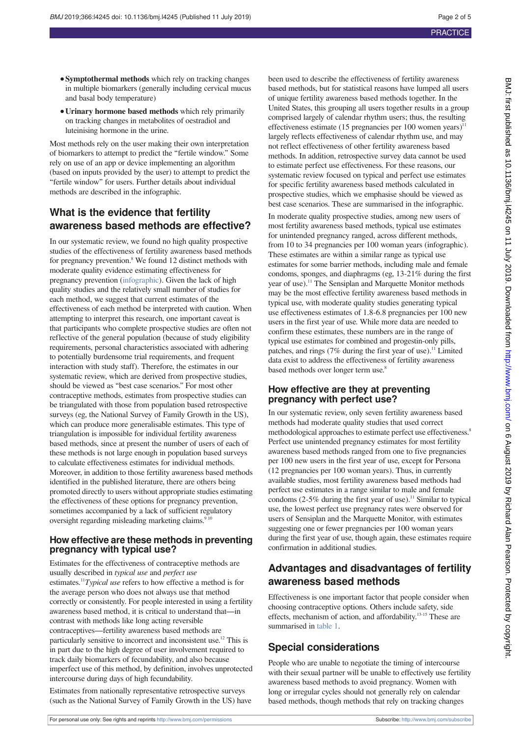- **Symptothermal methods** which rely on tracking changes in multiple biomarkers (generally including cervical mucus and basal body temperature)
- **Urinary hormone based methods** which rely primarily on tracking changes in metabolites of oestradiol and luteinising hormone in the urine.

Most methods rely on the user making their own interpretation of biomarkers to attempt to predict the "fertile window." Some rely on use of an app or device implementing an algorithm (based on inputs provided by the user) to attempt to predict the "fertile window" for users. Further details about individual methods are described in the infographic.

## What is the evidence that fertility awareness based methods are effective?

In our systematic review, we found no high quality prospective studies of the effectiveness of fertility awareness based methods for pregnancy prevention.[8] We found 12 distinct methods with moderate quality evidence estimating effectiveness for pregnancy prevention (infographic). Given the lack of high quality studies and the relatively small number of studies for each method, we suggest that current estimates of the effectiveness of each method be interpreted with caution. When attempting to interpret this research, one important caveat is that participants who complete prospective studies are often not reflective of the general population (because of study eligibility requirements, personal characteristics associated with adhering to potentially burdensome trial requirements, and frequent interaction with study staff). Therefore, the estimates in our systematic review, which are derived from prospective studies, should be viewed as "best case scenarios." For most other contraceptive methods, estimates from prospective studies can be triangulated with those from population based retrospective surveys (eg, the National Survey of Family Growth in the US), which can produce more generalisable estimates. This type of triangulation is impossible for individual fertility awareness based methods, since at present the number of users of each of these methods is not large enough in population based surveys to calculate effectiveness estimates for individual methods. Moreover, in addition to those fertility awareness based methods identified in the published literature, there are others being promoted directly to users without appropriate studies estimating the effectiveness of these options for pregnancy prevention, sometimes accompanied by a lack of sufficient regulatory oversight regarding misleading marketing claims.[9,10]

### How effective are these methods in preventing pregnancy with typical use?

Estimates for the effectiveness of contraceptive methods are usually described in *typical use* and *perfect use* estimates.[11] *Typical use* refers to how effective a method is for the average person who does not always use that method correctly or consistently. For people interested in using a fertility awareness based method, it is critical to understand that—in contrast with methods like long acting reversible contraceptives—fertility awareness based methods are particularly sensitive to incorrect and inconsistent use.[12] This is in part due to the high degree of user involvement required to track daily biomarkers of fecundability, and also because imperfect use of this method, by definition, involves unprotected intercourse during days of high fecundability.

Estimates from nationally representative retrospective surveys (such as the National Survey of Family Growth in the US) have been used to describe the effectiveness of fertility awareness based methods, but for statistical reasons have lumped all users of unique fertility awareness based methods together. In the United States, this grouping all users together results in a group comprised largely of calendar rhythm users; thus, the resulting effectiveness estimate (15 pregnancies per 100 women years)[11] largely reflects effectiveness of calendar rhythm use, and may not reflect effectiveness of other fertility awareness based methods. In addition, retrospective survey data cannot be used to estimate perfect use effectiveness. For these reasons, our systematic review focused on typical and perfect use estimates for specific fertility awareness based methods calculated in prospective studies, which we emphasise should be viewed as best case scenarios. These are summarised in the infographic.

In moderate quality prospective studies, among new users of most fertility awareness based methods, typical use estimates for unintended pregnancy ranged, across different methods, from 10 to 34 pregnancies per 100 woman years (infographic). These estimates are within a similar range as typical use estimates for some barrier methods, including male and female condoms, sponges, and diaphragms (eg, 13-21% during the first year of use).[11] The Sensiplan and Marquette Monitor methods may be the most effective fertility awareness based methods in typical use, with moderate quality studies generating typical use effectiveness estimates of 1.8-6.8 pregnancies per 100 new users in the first year of use. While more data are needed to confirm these estimates, these numbers are in the range of typical use estimates for combined and progestin-only pills, patches, and rings (7% during the first year of use).[11] Limited data exist to address the effectiveness of fertility awareness based methods over longer term use.[8]

### How effective are they at preventing pregnancy with perfect use?

In our systematic review, only seven fertility awareness based methods had moderate quality studies that used correct methodological approaches to estimate perfect use effectiveness.[8] Perfect use unintended pregnancy estimates for most fertility awareness based methods ranged from one to five pregnancies per 100 new users in the first year of use, except for Persona (12 pregnancies per 100 woman years). Thus, in currently available studies, most fertility awareness based methods had perfect use estimates in a range similar to male and female condoms (2-5% during the first year of use).[11] Similar to typical use, the lowest perfect use pregnancy rates were observed for users of Sensiplan and the Marquette Monitor, with estimates suggesting one or fewer pregnancies per 100 woman years during the first year of use, though again, these estimates require confirmation in additional studies.

## Advantages and disadvantages of fertility awareness based methods

Effectiveness is one important factor that people consider when choosing contraceptive options. Others include safety, side effects, mechanism of action, and affordability.[13-15] These are summarised in table 1.

## Special considerations

People who are unable to negotiate the timing of intercourse with their sexual partner will be unable to effectively use fertility awareness based methods to avoid pregnancy. Women with long or irregular cycles should not generally rely on calendar based methods, though methods that rely on tracking changes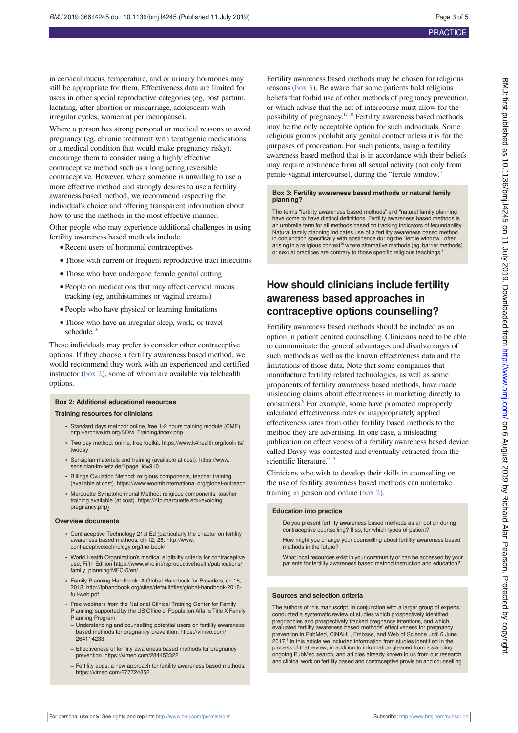in cervical mucus, temperature, and or urinary hormones may still be appropriate for them. Effectiveness data are limited for users in other special reproductive categories (eg, post partum, lactating, after abortion or miscarriage, adolescents with irregular cycles, women at perimenopause).

Where a person has strong personal or medical reasons to avoid pregnancy (eg, chronic treatment with teratogenic medications or a medical condition that would make pregnancy risky), encourage them to consider using a highly effective contraceptive method such as a long acting reversible contraceptive. However, where someone is unwilling to use a more effective method and strongly desires to use a fertility awareness based method, we recommend respecting the individual's choice and offering transparent information about how to use the methods in the most effective manner.

Other people who may experience additional challenges in using fertility awareness based methods include

- Recent users of hormonal contraceptives
- Those with current or frequent reproductive tract infections
- Those who have undergone female genital cutting
- People on medications that may affect cervical mucus tracking (eg, antihistamines or vaginal creams)
- People who have physical or learning limitations
- Those who have an irregular sleep, work, or travel schedule.[16]

These individuals may prefer to consider other contraceptive options. If they choose a fertility awareness based method, we would recommend they work with an experienced and certified instructor (box 2), some of whom are available via telehealth options.

**Box 2: Additional educational resources**

**Training resources for clinicians**

- Standard days method: online, free 1-2 hours training module (CME). http://archive.irh.org/SDM_Training/index.php
- Two day method: online, free toolkit. https://www.k4health.org/toolkits/twoday
- Sensiplan materials and training (available at cost). https://www.sensiplan-im-netz.de/?page_id=910.
- Billings Ovulation Method: religious components, teacher training (available at cost). https://www.woombinternational.org/global-outreach
- Marquette Symptohormonal Method: religious components, teacher training available (at cost). https://nfp.marquette.edu/avoiding_pregnancy.php)

**Overview documents**

- Contraceptive Technology 21st Ed (particularly the chapter on fertility awareness based methods, ch 12, 26. http://www.contraceptivetechnology.org/the-book/
- World Health Organization's medical eligibility criteria for contraceptive use, Fifth Edition https://www.who.int/reproductivehealth/publications/family_planning/MEC-5/en/
- Family Planning Handbook: A Global Handbook for Providers, ch 18, 2018. http://fphandbook.org/sites/default/files/global-handbook-2018-full-web.pdf
- Free webinars from the National Clinical Training Center for Family Planning, supported by the US Office of Population Affairs Title X Family Planning Program
  - Understanding and counselling potential users on fertility awareness based methods for pregnancy prevention: https://vimeo.com/264114233
  - Effectiveness of fertility awareness based methods for pregnancy prevention. https://vimeo.com/284453322
  - Fertility apps: a new approach for fertility awareness based methods. https://vimeo.com/277724852

Fertility awareness based methods may be chosen for religious reasons (box 3). Be aware that some patients hold religious beliefs that forbid use of other methods of pregnancy prevention, or which advise that the act of intercourse must allow for the possibility of pregnancy.[17,18] Fertility awareness based methods may be the only acceptable option for such individuals. Some religious groups prohibit any genital contact unless it is for the purposes of procreation. For such patients, using a fertility awareness based method that is in accordance with their beliefs may require abstinence from all sexual activity (not only from penile-vaginal intercourse), during the "fertile window."

**Box 3: Fertility awareness based methods or natural family planning?**

The terms "fertility awareness based methods" and "natural family planning" have come to have distinct definitions. Fertility awareness based methods is an umbrella term for all methods based on tracking indicators of fecundability. Natural family planning indicates use of a fertility awareness based method in conjunction specifically with abstinence during the "fertile window," often arising in a religious context[18] where alternative methods (eg, barrier methods) or sexual practices are contrary to those specific religious teachings.[4]

## How should clinicians include fertility awareness based approaches in contraceptive options counselling?

Fertility awareness based methods should be included as an option in patient centred counselling. Clinicians need to be able to communicate the general advantages and disadvantages of such methods as well as the known effectiveness data and the limitations of those data. Note that some companies that manufacture fertility related technologies, as well as some proponents of fertility awareness based methods, have made misleading claims about effectiveness in marketing directly to consumers.[9] For example, some have promoted improperly calculated effectiveness rates or inappropriately applied effectiveness rates from other fertility based methods to the method they are advertising. In one case, a misleading publication on effectiveness of a fertility awareness based device called Daysy was contested and eventually retracted from the scientific literature.[9,19]

Clinicians who wish to develop their skills in counselling on the use of fertility awareness based methods can undertake training in person and online (box 2).

**Education into practice**

Do you present fertility awareness based methods as an option during contraceptive counselling? If so, for which types of patient?

How might you change your counselling about fertility awareness based methods in the future?

What local resources exist in your community or can be accessed by your patients for fertility awareness based method instruction and education?

**Sources and selection criteria**

The authors of this manuscript, in conjunction with a larger group of experts, conducted a systematic review of studies which prospectively identified pregnancies and prospectively tracked pregnancy intentions, and which evaluated fertility awareness based methods' effectiveness for pregnancy prevention in PubMed, CINAHL, Embase, and Web of Science until 6 June 2017.[8] In this article we included information from studies identified in the process of that review, in addition to information gleaned from a standing ongoing PubMed search, and articles already known to us from our research and clinical work on fertility based and contraceptive provision and counselling.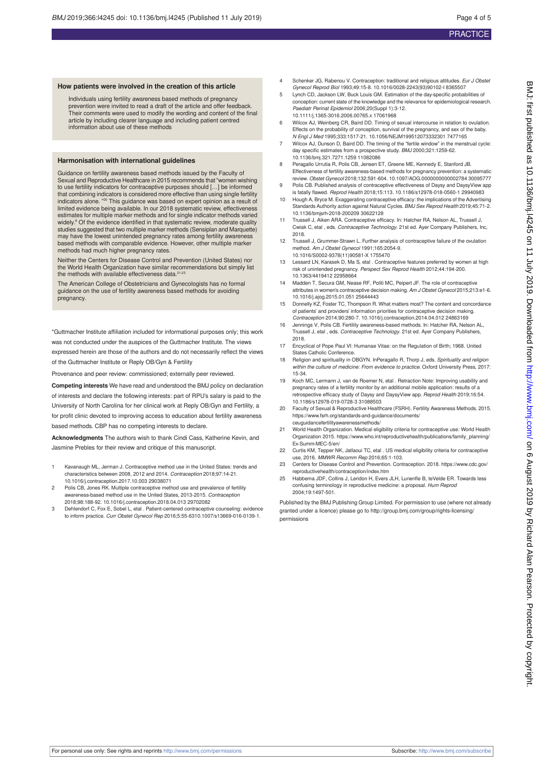### How patients were involved in the creation of this article

Individuals using fertility awareness based methods of pregnancy prevention were invited to read a draft of the article and offer feedback. Their comments were used to modify the wording and content of the final article by including clearer language and including patient centred information about use of these methods

### Harmonisation with international guidelines

Guidance on fertility awareness based methods issued by the Faculty of Sexual and Reproductive Healthcare in 2015 recommends that "women wishing to use fertility indicators for contraceptive purposes should […] be informed that combining indicators is considered more effective than using single fertility indicators alone. "[20] This guidance was based on expert opinion as a result of limited evidence being available. In our 2018 systematic review, effectiveness estimates for multiple marker methods and for single indicator methods varied widely.[8] Of the evidence identified in that systematic review, moderate quality studies suggested that two multiple marker methods (Sensiplan and Marquette) may have the lowest unintended pregnancy rates among fertility awareness based methods with comparable evidence. However, other multiple marker methods had much higher pregnancy rates.

Neither the Centers for Disease Control and Prevention (United States) nor the World Health Organization have similar recommendations but simply list the methods with available effectiveness data.[21-23]

The American College of Obstetricians and Gynecologists has no formal guidance on the use of fertility awareness based methods for avoiding pregnancy.

*Guttmacher Institute affiliation included for informational purposes only; this work was not conducted under the auspices of the Guttmacher Institute. The views expressed herein are those of the authors and do not necessarily reflect the views of the Guttmacher Institute or Reply OB/Gyn & Fertility

Provenance and peer review: commissioned; externally peer reviewed.

**Competing interests** We have read and understood the BMJ policy on declaration of interests and declare the following interests: part of RPU's salary is paid to the University of North Carolina for her clinical work at Reply OB/Gyn and Fertility, a for profit clinic devoted to improving access to education about fertility awareness based methods. CBP has no competing interests to declare.

**Acknowledgments** The authors wish to thank Cindi Cass, Katherine Kevin, and Jasmine Prebles for their review and critique of this manuscript.

1. Kavanaugh ML, Jerman J. Contraceptive method use in the United States: trends and characteristics between 2008, 2012 and 2014. *Contraception* 2018;97:14-21. 10.1016/j.contraception.2017.10.003 29038071
2. Polis CB, Jones RK. Multiple contraceptive method use and prevalence of fertility awareness-based method use in the United States, 2013-2015. *Contraception* 2018;98:188-92. 10.1016/j.contraception.2018.04.013 29702082
3. Dehlendorf C, Fox E, Sobel L, etal . Patient-centered contraceptive counseling: evidence to inform practice. *Curr Obstet Gynecol Rep* 2016;5:55-6310.1007/s13669-016-0139-1.
4. Schenker JG, Rabenou V. Contraception: traditional and religious attitudes. *Eur J Obstet Gynecol Reprod Biol* 1993;49:15-8. 10.1016/0028-2243(93)90102-I 8365507
5. Lynch CD, Jackson LW, Buck Louis GM. Estimation of the day-specific probabilities of conception: current state of the knowledge and the relevance for epidemiological research. *Paediatr Perinat Epidemiol* 2006;20(Suppl 1):3-12. 10.1111/j.1365-3016.2006.00765.x 17061968
6. Wilcox AJ, Weinberg CR, Baird DD. Timing of sexual intercourse in relation to ovulation. Effects on the probability of conception, survival of the pregnancy, and sex of the baby. *N Engl J Med* 1995;333:1517-21. 10.1056/NEJM199512073332301 7477165
7. Wilcox AJ, Dunson D, Baird DD. The timing of the "fertile window" in the menstrual cycle: day specific estimates from a prospective study. *BMJ* 2000;321:1259-62. 10.1136/bmj.321.7271.1259 11082086
8. Peragallo Urrutia R, Polis CB, Jensen ET, Greene ME, Kennedy E, Stanford JB. Effectiveness of fertility awareness-based methods for pregnancy prevention: a systematic review. *Obstet Gynecol* 2018;132:591-604. 10.1097/AOG.0000000000002784 30095777
9. Polis CB. Published analysis of contraceptive effectiveness of Daysy and DaysyView app is fatally flawed. *Reprod Health* 2018;15:113. 10.1186/s12978-018-0560-1 29940983
10. Hough A, Bryce M. Exaggerating contraceptive efficacy: the implications of the Advertising Standards Authority action against Natural Cycles. *BMJ Sex Reprod Health* 2019;45:71-2. 10.1136/bmjsrh-2018-200209 30622128
11. Trussell J, Aiken ARA. Contraceptive efficacy. In: Hatcher RA, Nelson AL, Trussell J, Cwiak C, etal , eds. *Contraceptive Technology*. 21st ed. Ayer Company Publishers, Inc, 2018.
12. Trussell J, Grummer-Strawn L. Further analysis of contraceptive failure of the ovulation method. *Am J Obstet Gynecol* 1991;165:2054-9. 10.1016/S0002-9378(11)90581-X 1755470
13. Lessard LN, Karasek D, Ma S, etal . Contraceptive features preferred by women at high risk of unintended pregnancy. *Perspect Sex Reprod Health* 2012;44:194-200. 10.1363/4419412 22958664
14. Madden T, Secura GM, Nease RF, Politi MC, Peipert JF. The role of contraceptive attributes in women's contraceptive decision making. *Am J Obstet Gynecol* 2015;213:e1-6. 10.1016/j.ajog.2015.01.051 25644443
15. Donnelly KZ, Foster TC, Thompson R. What matters most? The content and concordance of patients' and providers' information priorities for contraceptive decision making. *Contraception* 2014;90:280-7. 10.1016/j.contraception.2014.04.012 24863169
16. Jennings V, Polis CB. Fertility awareness-based methods. In: Hatcher RA, Nelson AL, Trussell J, etal , eds. *Contraceptive Technology*. 21st ed. Ayer Company Publishers, 2018.
17. Encyclical of Pope Paul VI: Humanae Vitae: on the Regulation of Birth; 1968. United States Catholic Conference.
18. Religion and spirituality in OBGYN. InPeragallo R, Thorp J, eds. *Spirituality and religion within the culture of medicine: From evidence to practice.* Oxford University Press, 2017: 15-34.
19. Koch MC, Lermann J, van de Roemer N, etal . Retraction Note: Improving usability and pregnancy rates of a fertility monitor by an additional mobile application: results of a retrospective efficacy study of Daysy and DaysyView app. *Reprod Health* 2019;16:54. 10.1186/s12978-019-0728-3 31088503
20. Faculty of Sexual & Reproductive Healthcare (FSRH). Fertility Awareness Methods. 2015. https://www.fsrh.org/standards-and-guidance/documents/ceuguidancefertilityawarenessmethods/
21. World Health Organization. Medical eligibility criteria for contraceptive use: World Health Organization 2015. https://www.who.int/reproductivehealth/publications/family_planning/Ex-Summ-MEC-5/en/
22. Curtis KM, Tepper NK, Jatlaoui TC, etal . US medical eligibility criteria for contraceptive use, 2016. *MMWR Recomm Rep* 2016;65:1-103.
23. Centers for Disease Control and Prevention. Contraception. 2018. https://www.cdc.gov/reproductivehealth/contraception/index.htm
25. Habbema JDF, Collins J, Leridon H, Evers JLH, Lunenfle B, teVelde ER. Towards less confusing terminology in reproductive medicine: a proposal. *Hum Reprod* 2004;19:1497-501.

Published by the BMJ Publishing Group Limited. For permission to use (where not already granted under a licence) please go to http://group.bmj.com/group/rights-licensing/permissions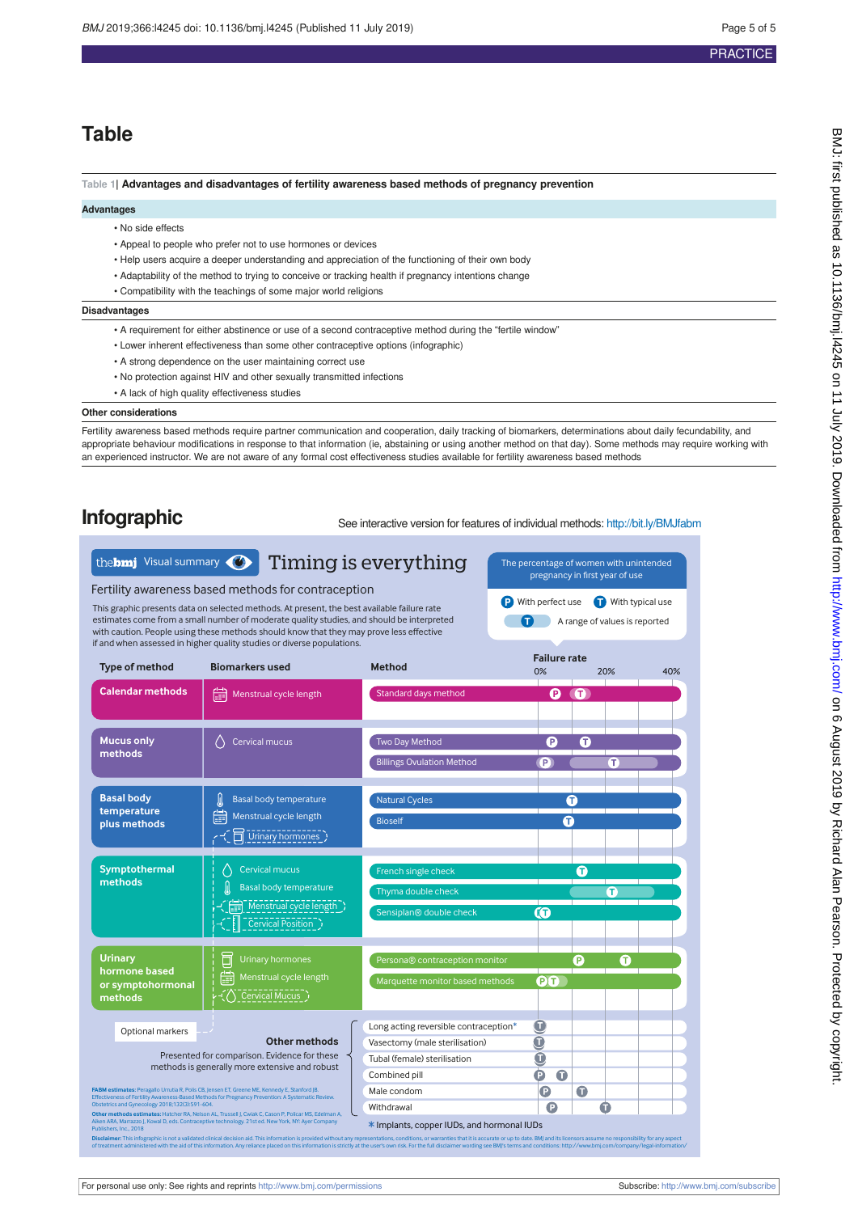# Table

**Table 1| Advantages and disadvantages of fertility awareness based methods of pregnancy prevention**

| | |
|---|---|
| **Advantages** | |
| | • No side effects |
| | • Appeal to people who prefer not to use hormones or devices |
| | • Help users acquire a deeper understanding and appreciation of the functioning of their own body |
| | • Adaptability of the method to trying to conceive or tracking health if pregnancy intentions change |
| | • Compatibility with the teachings of some major world religions |
| **Disadvantages** | |
| | • A requirement for either abstinence or use of a second contraceptive method during the "fertile window" |
| | • Lower inherent effectiveness than some other contraceptive options (infographic) |
| | • A strong dependence on the user maintaining correct use |
| | • No protection against HIV and other sexually transmitted infections |
| | • A lack of high quality effectiveness studies |
| **Other considerations** | |
| Fertility awareness based methods require partner communication and cooperation, daily tracking of biomarkers, determinations about daily fecundability, and appropriate behaviour modifications in response to that information (ie, abstaining or using another method on that day). Some methods may require working with an experienced instructor. We are not aware of any formal cost effectiveness studies available for fertility awareness based methods | |

# Infographic

See interactive version for features of individual methods: http://bit.ly/BMJfabm

thebmj Visual summary

Timing is everything

Fertility awareness based methods for contraception

This graphic presents data on selected methods. At present, the best available failure rate estimates come from a small number of moderate quality studies, and should be interpreted with caution. People using these methods should know that they may prove less effective if and when assessed in higher quality studies or diverse populations.

The percentage of women with unintended pregnancy in first year of use

P With perfect use
T With typical use
T A range of values is reported

Type of method
Biomarkers used
Method
Failure rate
0%
20%
40%

Calendar methods
Menstrual cycle length
Standard days method

Mucus only methods
Cervical mucus
Two Day Method
Billings Ovulation Method

Basal body temperature plus methods
Basal body temperature
Menstrual cycle length
Urinary hormones
Natural Cycles
Bioself

Symptothermal methods
Cervical mucus
Basal body temperature
Menstrual cycle length
Cervical Position
French single check
Thyma double check
Sensiplan® double check

Urinary hormone based or symptohormonal methods
Urinary hormones
Menstrual cycle length
Cervical Mucus
Persona® contraception monitor
Marquette monitor based methods

Optional markers

Other methods
Presented for comparison. Evidence for these methods is generally more extensive and robust
Long acting reversible contraception*
Vasectomy (male sterilisation)
Tubal (female) sterilisation
Combined pill
Male condom
Withdrawal

* Implants, copper IUDs, and hormonal IUDs

FABM estimates: Peragallo Urrutia R, Polis CB, Jensen ET, Greene ME, Kennedy E, Stanford JB. Effectiveness of Fertility Awareness-Based Methods for Pregnancy Prevention: A Systematic Review. Obstetrics and Gynecology 2018;132(3):591-604.

Other methods estimates: Hatcher RA, Nelson AL, Trussell J, Cwiak C, Cason P, Policar MS, Edelman A, Aiken ARA, Marrazzo J, Kowal D, eds. Contraceptive technology. 21st ed. New York, NY: Ayer Company Publishers, Inc., 2018

Disclaimer: This infographic is not a validated clinical decision aid. This information is provided without any representations, conditions, or warranties that it is accurate or up to date. BMJ and its licensors assume no responsibility for any aspect of treatment administered with the aid of this information. Any reliance placed on this information is strictly at the user's own risk. For the full disclaimer wording see BMJ's terms and conditions: http://www.bmj.com/company/legal-information/